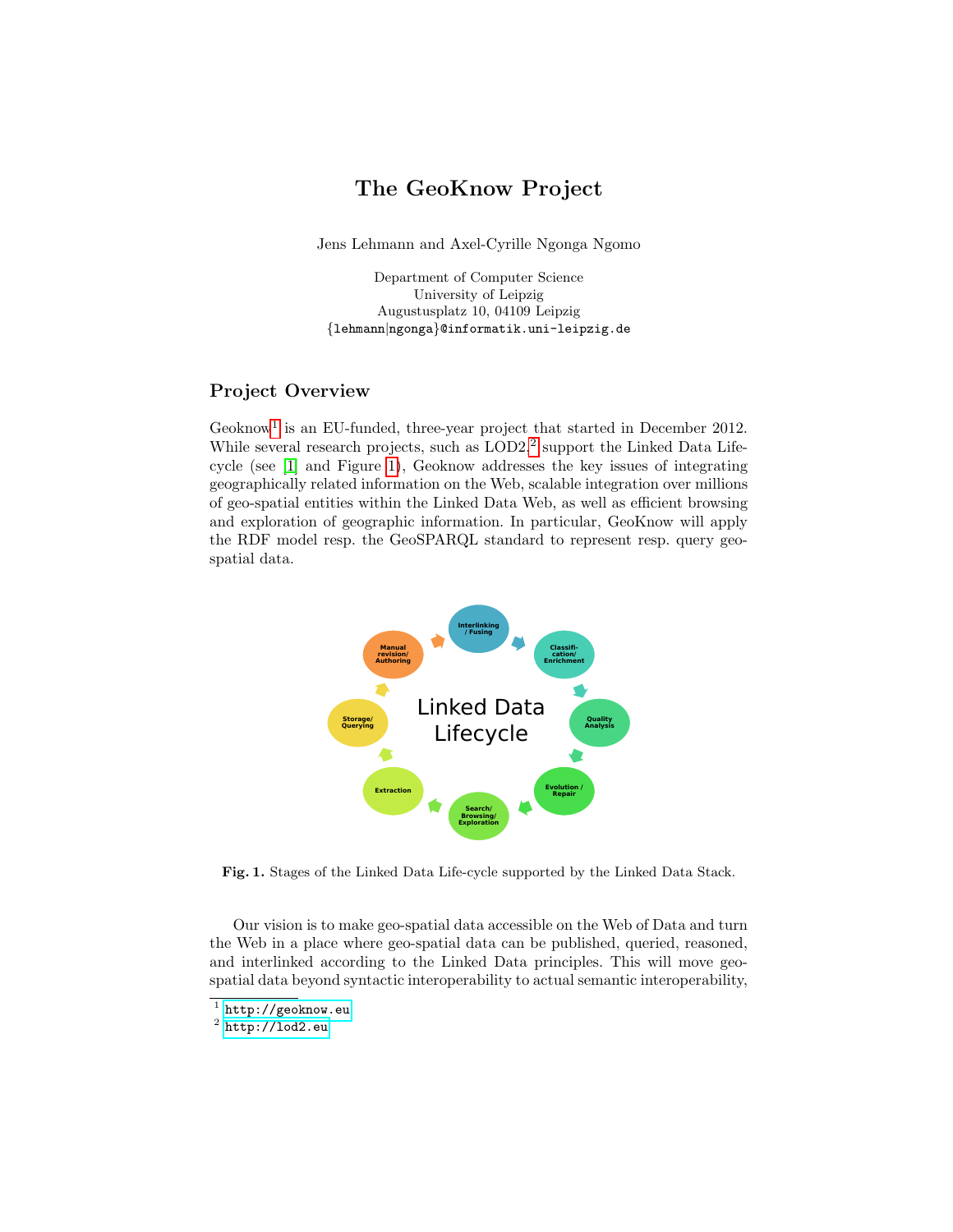# The GeoKnow Project

Jens Lehmann and Axel-Cyrille Ngonga Ngomo

Department of Computer Science
University of Leipzig
Augustusplatz 10, 04109 Leipzig
{lehmann|ngonga}@informatik.uni-leipzig.de

## Project Overview

Geoknow[1] is an EU-funded, three-year project that started in December 2012. While several research projects, such as LOD2,[2] support the Linked Data Lifecycle (see [1] and Figure 1), Geoknow addresses the key issues of integrating geographically related information on the Web, scalable integration over millions of geo-spatial entities within the Linked Data Web, as well as efficient browsing and exploration of geographic information. In particular, GeoKnow will apply the RDF model resp. the GeoSPARQL standard to represent resp. query geospatial data.

**Fig. 1.** Stages of the Linked Data Life-cycle supported by the Linked Data Stack.

Our vision is to make geo-spatial data accessible on the Web of Data and turn the Web in a place where geo-spatial data can be published, queried, reasoned, and interlinked according to the Linked Data principles. This will move geospatial data beyond syntactic interoperability to actual semantic interoperability,

[1] http://geoknow.eu
[2] http://lod2.eu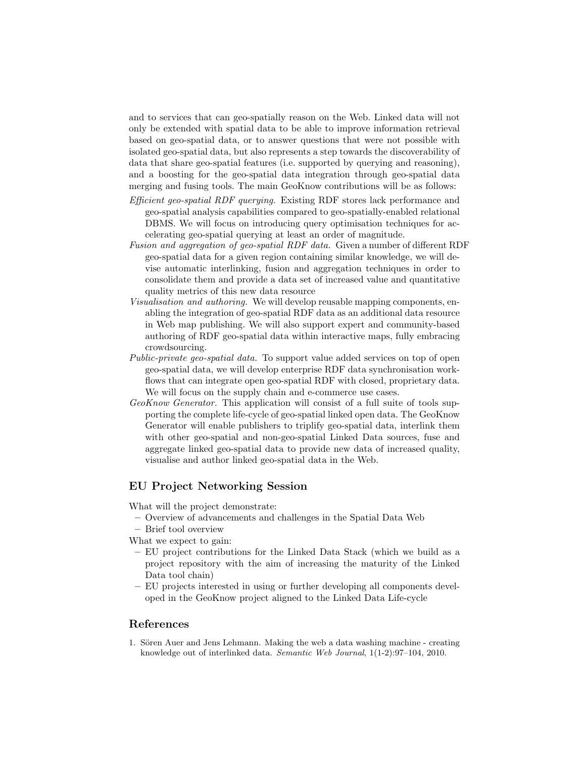and to services that can geo-spatially reason on the Web. Linked data will not only be extended with spatial data to be able to improve information retrieval based on geo-spatial data, or to answer questions that were not possible with isolated geo-spatial data, but also represents a step towards the discoverability of data that share geo-spatial features (i.e. supported by querying and reasoning), and a boosting for the geo-spatial data integration through geo-spatial data merging and fusing tools. The main GeoKnow contributions will be as follows:

*Efficient geo-spatial RDF querying.* Existing RDF stores lack performance and geo-spatial analysis capabilities compared to geo-spatially-enabled relational DBMS. We will focus on introducing query optimisation techniques for accelerating geo-spatial querying at least an order of magnitude.

*Fusion and aggregation of geo-spatial RDF data.* Given a number of different RDF geo-spatial data for a given region containing similar knowledge, we will devise automatic interlinking, fusion and aggregation techniques in order to consolidate them and provide a data set of increased value and quantitative quality metrics of this new data resource

*Visualisation and authoring.* We will develop reusable mapping components, enabling the integration of geo-spatial RDF data as an additional data resource in Web map publishing. We will also support expert and community-based authoring of RDF geo-spatial data within interactive maps, fully embracing crowdsourcing.

*Public-private geo-spatial data.* To support value added services on top of open geo-spatial data, we will develop enterprise RDF data synchronisation workflows that can integrate open geo-spatial RDF with closed, proprietary data. We will focus on the supply chain and e-commerce use cases.

*GeoKnow Generator.* This application will consist of a full suite of tools supporting the complete life-cycle of geo-spatial linked open data. The GeoKnow Generator will enable publishers to triplify geo-spatial data, interlink them with other geo-spatial and non-geo-spatial Linked Data sources, fuse and aggregate linked geo-spatial data to provide new data of increased quality, visualise and author linked geo-spatial data in the Web.

## EU Project Networking Session

What will the project demonstrate:

- Overview of advancements and challenges in the Spatial Data Web
- Brief tool overview

What we expect to gain:

- EU project contributions for the Linked Data Stack (which we build as a project repository with the aim of increasing the maturity of the Linked Data tool chain)
- EU projects interested in using or further developing all components developed in the GeoKnow project aligned to the Linked Data Life-cycle

## References

1. Sören Auer and Jens Lehmann. Making the web a data washing machine - creating knowledge out of interlinked data. *Semantic Web Journal*, 1(1-2):97–104, 2010.